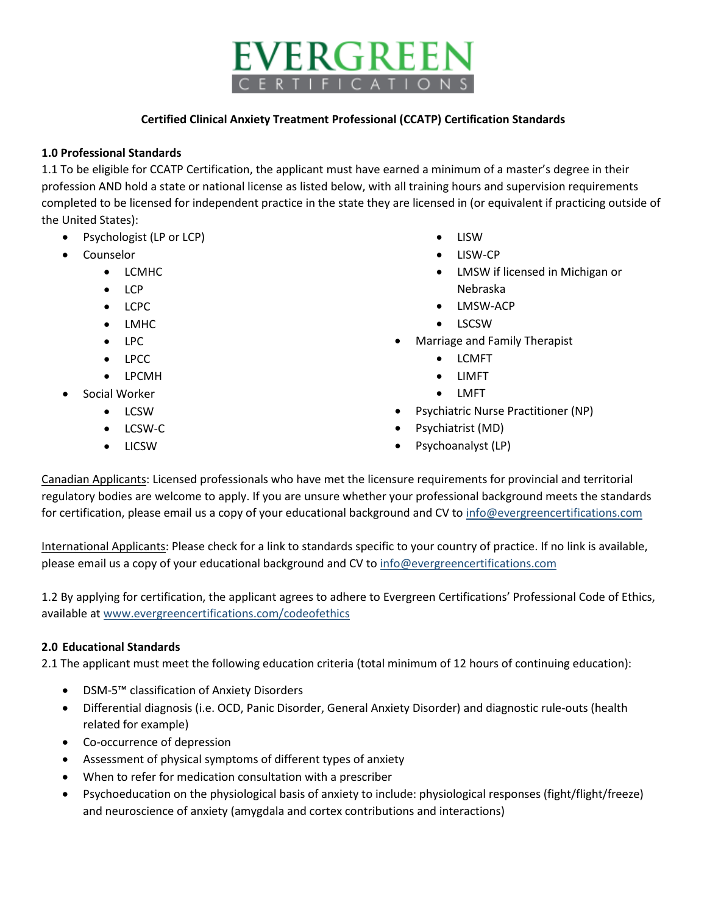# EVERGREEN CERTIFICATIONS

**Certified Clinical Anxiety Treatment Professional (CCATP) Certification Standards**

**1.0 Professional Standards**

1.1 To be eligible for CCATP Certification, the applicant must have earned a minimum of a master's degree in their profession AND hold a state or national license as listed below, with all training hours and supervision requirements completed to be licensed for independent practice in the state they are licensed in (or equivalent if practicing outside of the United States):

- Psychologist (LP or LCP)
- Counselor
  - LCMHC
  - LCP
  - LCPC
  - LMHC
  - LPC
  - LPCC
  - LPCMH
- Social Worker
  - LCSW
  - LCSW-C
  - LICSW
  - LISW
  - LISW-CP
  - LMSW if licensed in Michigan or Nebraska
  - LMSW-ACP
  - LSCSW
- Marriage and Family Therapist
  - LCMFT
  - LIMFT
  - LMFT
- Psychiatric Nurse Practitioner (NP)
- Psychiatrist (MD)
- Psychoanalyst (LP)

Canadian Applicants: Licensed professionals who have met the licensure requirements for provincial and territorial regulatory bodies are welcome to apply. If you are unsure whether your professional background meets the standards for certification, please email us a copy of your educational background and CV to info@evergreencertifications.com

International Applicants: Please check for a link to standards specific to your country of practice. If no link is available, please email us a copy of your educational background and CV to info@evergreencertifications.com

1.2 By applying for certification, the applicant agrees to adhere to Evergreen Certifications' Professional Code of Ethics, available at www.evergreencertifications.com/codeofethics

**2.0 Educational Standards**

2.1 The applicant must meet the following education criteria (total minimum of 12 hours of continuing education):

- DSM-5™ classification of Anxiety Disorders
- Differential diagnosis (i.e. OCD, Panic Disorder, General Anxiety Disorder) and diagnostic rule-outs (health related for example)
- Co-occurrence of depression
- Assessment of physical symptoms of different types of anxiety
- When to refer for medication consultation with a prescriber
- Psychoeducation on the physiological basis of anxiety to include: physiological responses (fight/flight/freeze) and neuroscience of anxiety (amygdala and cortex contributions and interactions)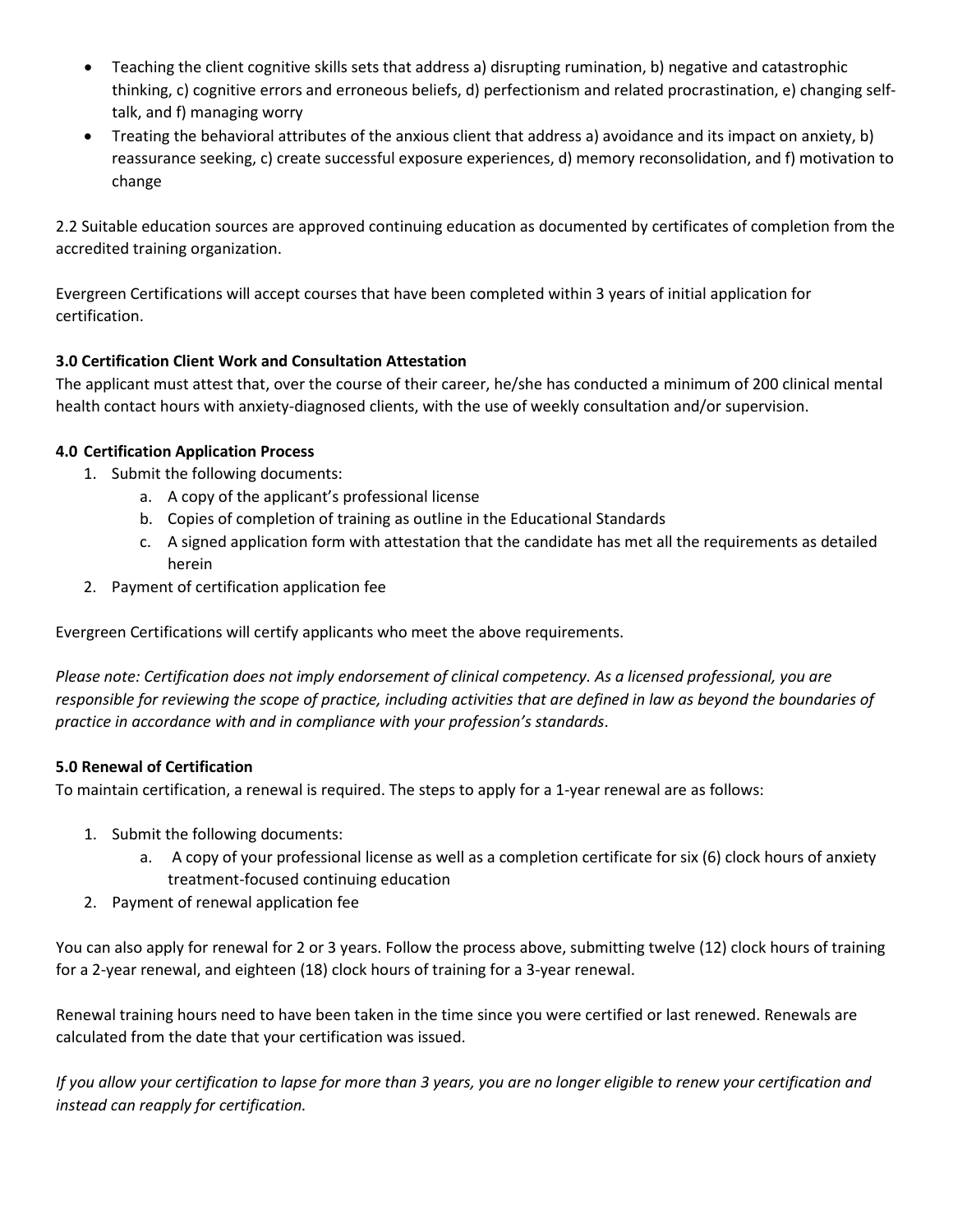- Teaching the client cognitive skills sets that address a) disrupting rumination, b) negative and catastrophic thinking, c) cognitive errors and erroneous beliefs, d) perfectionism and related procrastination, e) changing self-talk, and f) managing worry
- Treating the behavioral attributes of the anxious client that address a) avoidance and its impact on anxiety, b) reassurance seeking, c) create successful exposure experiences, d) memory reconsolidation, and f) motivation to change

2.2 Suitable education sources are approved continuing education as documented by certificates of completion from the accredited training organization.

Evergreen Certifications will accept courses that have been completed within 3 years of initial application for certification.

**3.0 Certification Client Work and Consultation Attestation**

The applicant must attest that, over the course of their career, he/she has conducted a minimum of 200 clinical mental health contact hours with anxiety-diagnosed clients, with the use of weekly consultation and/or supervision.

**4.0 Certification Application Process**

1. Submit the following documents:
   a. A copy of the applicant's professional license
   b. Copies of completion of training as outline in the Educational Standards
   c. A signed application form with attestation that the candidate has met all the requirements as detailed herein
2. Payment of certification application fee

Evergreen Certifications will certify applicants who meet the above requirements.

*Please note: Certification does not imply endorsement of clinical competency. As a licensed professional, you are responsible for reviewing the scope of practice, including activities that are defined in law as beyond the boundaries of practice in accordance with and in compliance with your profession's standards*.

**5.0 Renewal of Certification**

To maintain certification, a renewal is required. The steps to apply for a 1-year renewal are as follows:

1. Submit the following documents:
   a. A copy of your professional license as well as a completion certificate for six (6) clock hours of anxiety treatment-focused continuing education
2. Payment of renewal application fee

You can also apply for renewal for 2 or 3 years. Follow the process above, submitting twelve (12) clock hours of training for a 2-year renewal, and eighteen (18) clock hours of training for a 3-year renewal.

Renewal training hours need to have been taken in the time since you were certified or last renewed. Renewals are calculated from the date that your certification was issued.

*If you allow your certification to lapse for more than 3 years, you are no longer eligible to renew your certification and instead can reapply for certification.*